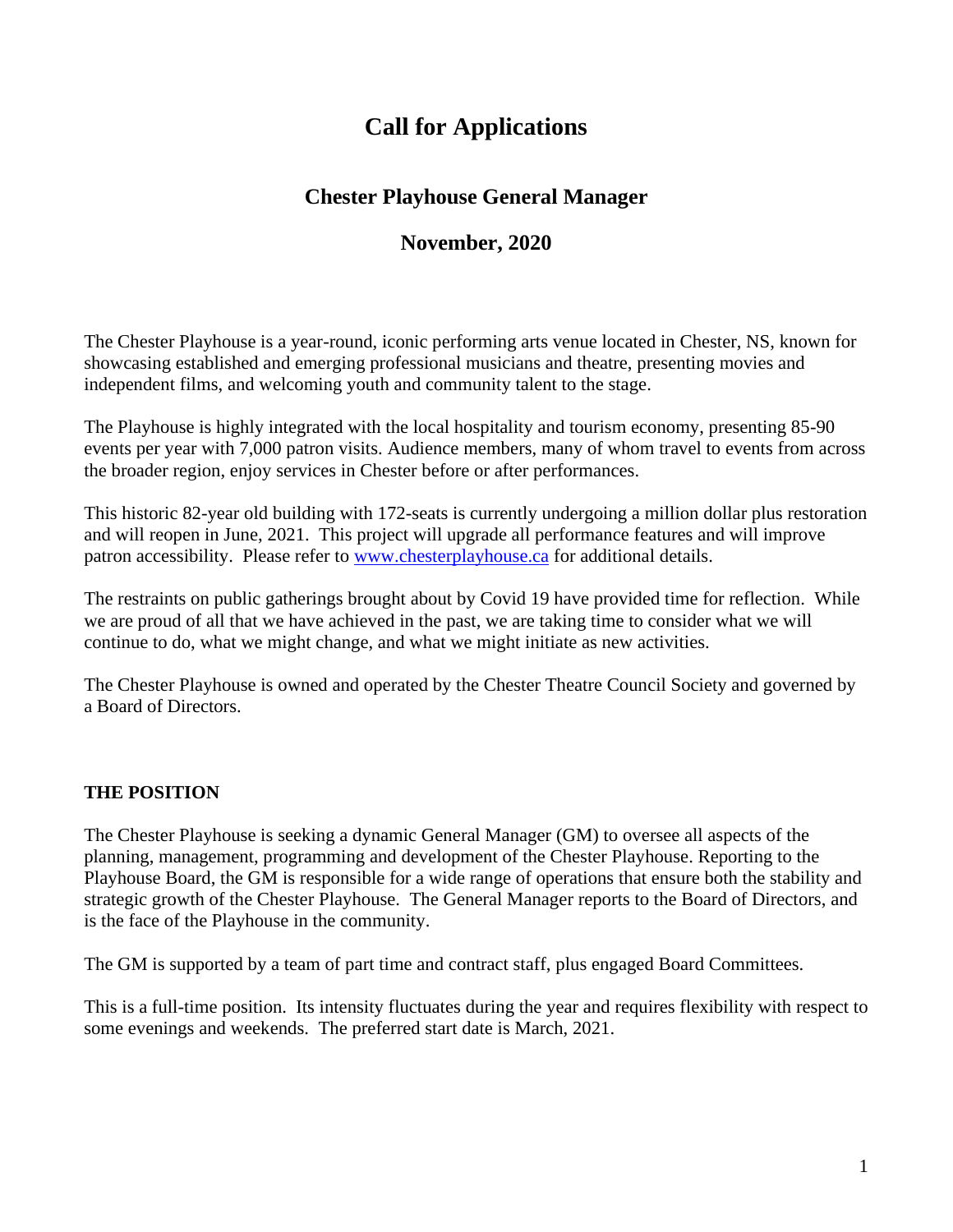# Call for Applications

## Chester Playhouse General Manager

## November, 2020

The Chester Playhouse is a year-round, iconic performing arts venue located in Chester, NS, known for showcasing established and emerging professional musicians and theatre, presenting movies and independent films, and welcoming youth and community talent to the stage.

The Playhouse is highly integrated with the local hospitality and tourism economy, presenting 85-90 events per year with 7,000 patron visits. Audience members, many of whom travel to events from across the broader region, enjoy services in Chester before or after performances.

This historic 82-year old building with 172-seats is currently undergoing a million dollar plus restoration and will reopen in June, 2021. This project will upgrade all performance features and will improve patron accessibility. Please refer to [www.chesterplayhouse.ca](http://www.chesterplayhouse.ca) for additional details.

The restraints on public gatherings brought about by Covid 19 have provided time for reflection. While we are proud of all that we have achieved in the past, we are taking time to consider what we will continue to do, what we might change, and what we might initiate as new activities.

The Chester Playhouse is owned and operated by the Chester Theatre Council Society and governed by a Board of Directors.

### THE POSITION

The Chester Playhouse is seeking a dynamic General Manager (GM) to oversee all aspects of the planning, management, programming and development of the Chester Playhouse. Reporting to the Playhouse Board, the GM is responsible for a wide range of operations that ensure both the stability and strategic growth of the Chester Playhouse. The General Manager reports to the Board of Directors, and is the face of the Playhouse in the community.

The GM is supported by a team of part time and contract staff, plus engaged Board Committees.

This is a full-time position. Its intensity fluctuates during the year and requires flexibility with respect to some evenings and weekends. The preferred start date is March, 2021.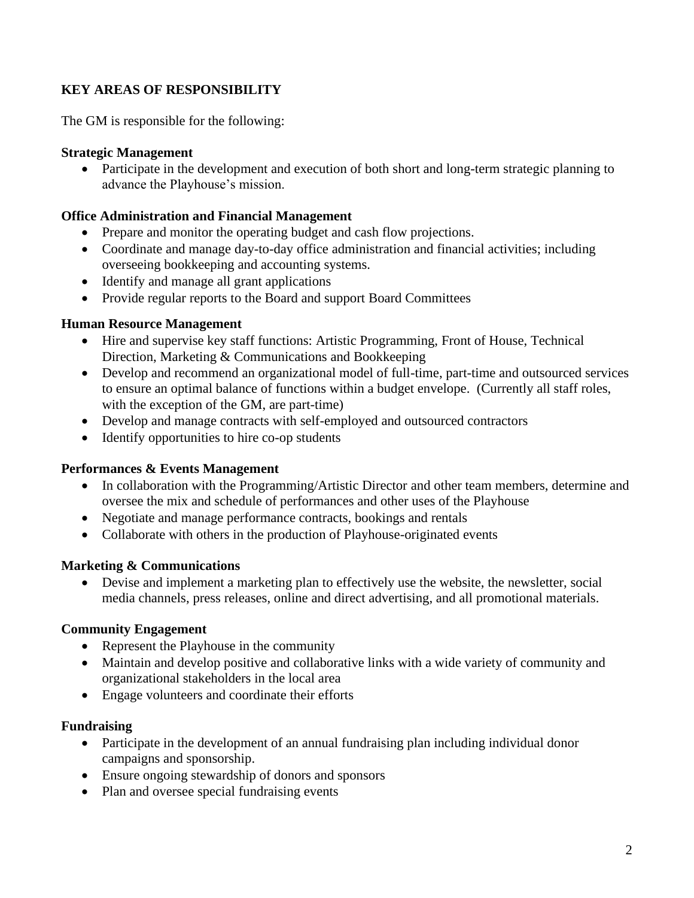## KEY AREAS OF RESPONSIBILITY

The GM is responsible for the following:

**Strategic Management**

- Participate in the development and execution of both short and long-term strategic planning to advance the Playhouse's mission.

**Office Administration and Financial Management**

- Prepare and monitor the operating budget and cash flow projections.
- Coordinate and manage day-to-day office administration and financial activities; including overseeing bookkeeping and accounting systems.
- Identify and manage all grant applications
- Provide regular reports to the Board and support Board Committees

**Human Resource Management**

- Hire and supervise key staff functions: Artistic Programming, Front of House, Technical Direction, Marketing & Communications and Bookkeeping
- Develop and recommend an organizational model of full-time, part-time and outsourced services to ensure an optimal balance of functions within a budget envelope. (Currently all staff roles, with the exception of the GM, are part-time)
- Develop and manage contracts with self-employed and outsourced contractors
- Identify opportunities to hire co-op students

**Performances & Events Management**

- In collaboration with the Programming/Artistic Director and other team members, determine and oversee the mix and schedule of performances and other uses of the Playhouse
- Negotiate and manage performance contracts, bookings and rentals
- Collaborate with others in the production of Playhouse-originated events

**Marketing & Communications**

- Devise and implement a marketing plan to effectively use the website, the newsletter, social media channels, press releases, online and direct advertising, and all promotional materials.

**Community Engagement**

- Represent the Playhouse in the community
- Maintain and develop positive and collaborative links with a wide variety of community and organizational stakeholders in the local area
- Engage volunteers and coordinate their efforts

**Fundraising**

- Participate in the development of an annual fundraising plan including individual donor campaigns and sponsorship.
- Ensure ongoing stewardship of donors and sponsors
- Plan and oversee special fundraising events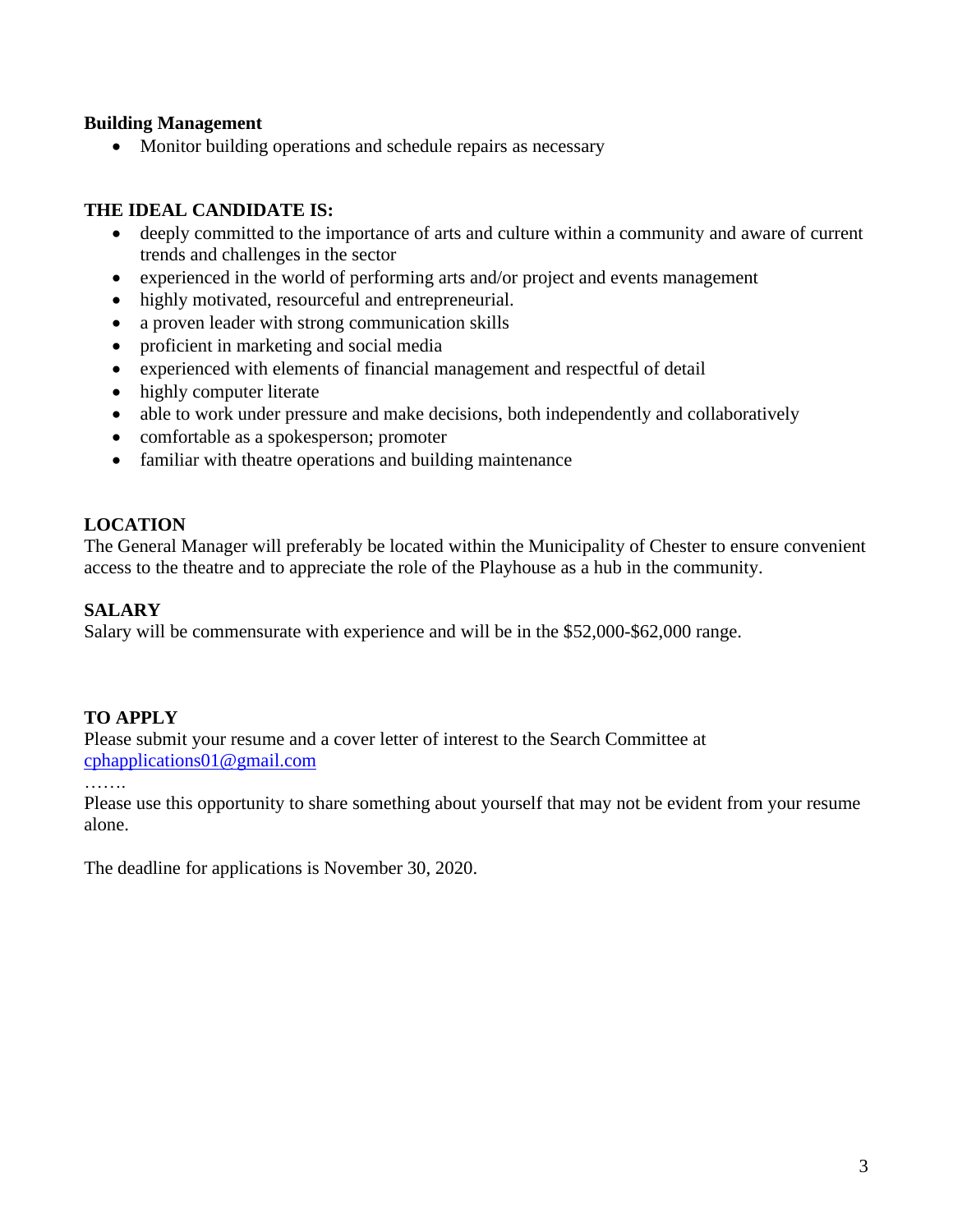**Building Management**

- Monitor building operations and schedule repairs as necessary

**THE IDEAL CANDIDATE IS:**

- deeply committed to the importance of arts and culture within a community and aware of current trends and challenges in the sector
- experienced in the world of performing arts and/or project and events management
- highly motivated, resourceful and entrepreneurial.
- a proven leader with strong communication skills
- proficient in marketing and social media
- experienced with elements of financial management and respectful of detail
- highly computer literate
- able to work under pressure and make decisions, both independently and collaboratively
- comfortable as a spokesperson; promoter
- familiar with theatre operations and building maintenance

**LOCATION**

The General Manager will preferably be located within the Municipality of Chester to ensure convenient access to the theatre and to appreciate the role of the Playhouse as a hub in the community.

**SALARY**

Salary will be commensurate with experience and will be in the $52,000-$62,000 range.

**TO APPLY**

Please submit your resume and a cover letter of interest to the Search Committee at cphapplications01@gmail.com

…….

Please use this opportunity to share something about yourself that may not be evident from your resume alone.

The deadline for applications is November 30, 2020.